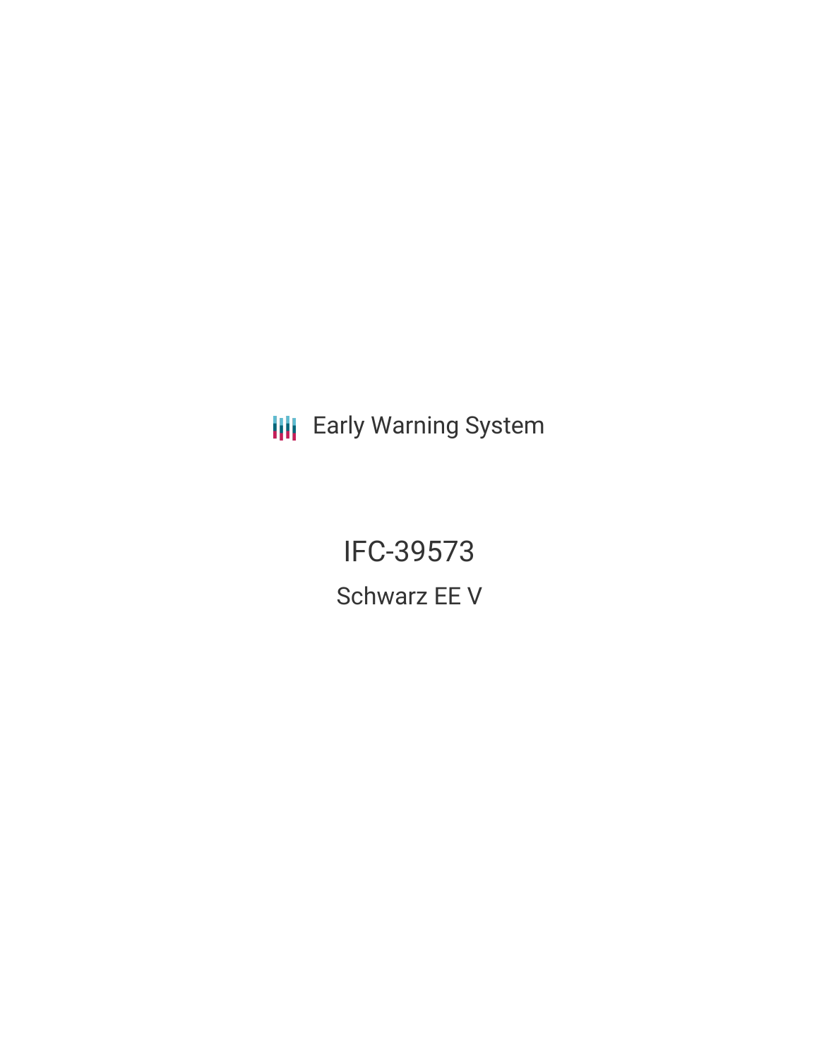Early Warning System

# IFC-39573

## Schwarz EE V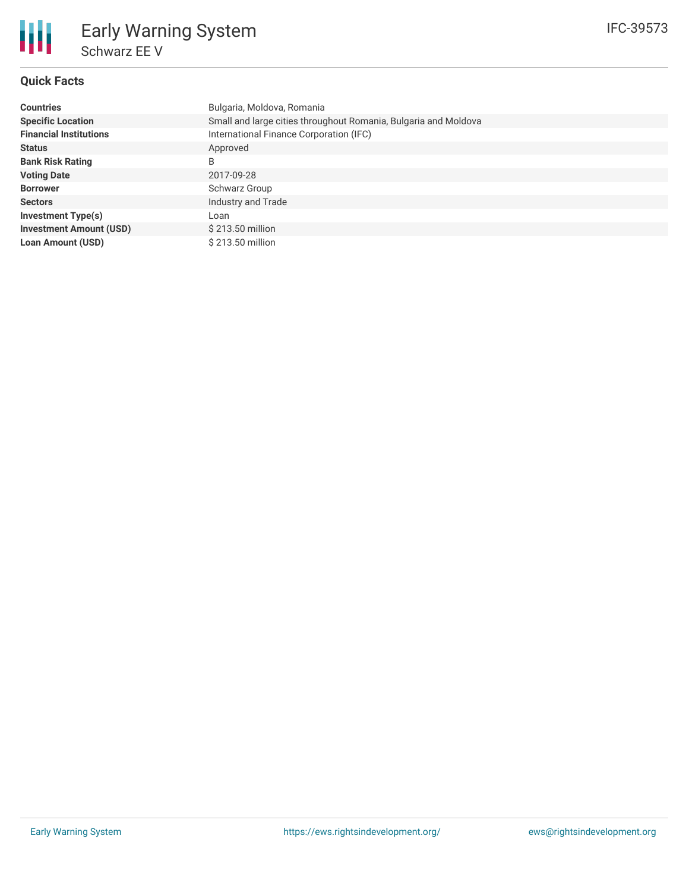# Early Warning System

## Schwarz EE V

IFC-39573

### Quick Facts

| | |
|---|---|
| **Countries** | Bulgaria, Moldova, Romania |
| **Specific Location** | Small and large cities throughout Romania, Bulgaria and Moldova |
| **Financial Institutions** | International Finance Corporation (IFC) |
| **Status** | Approved |
| **Bank Risk Rating** | B |
| **Voting Date** | 2017-09-28 |
| **Borrower** | Schwarz Group |
| **Sectors** | Industry and Trade |
| **Investment Type(s)** | Loan |
| **Investment Amount (USD)** | $ 213.50 million |
| **Loan Amount (USD)** | $ 213.50 million |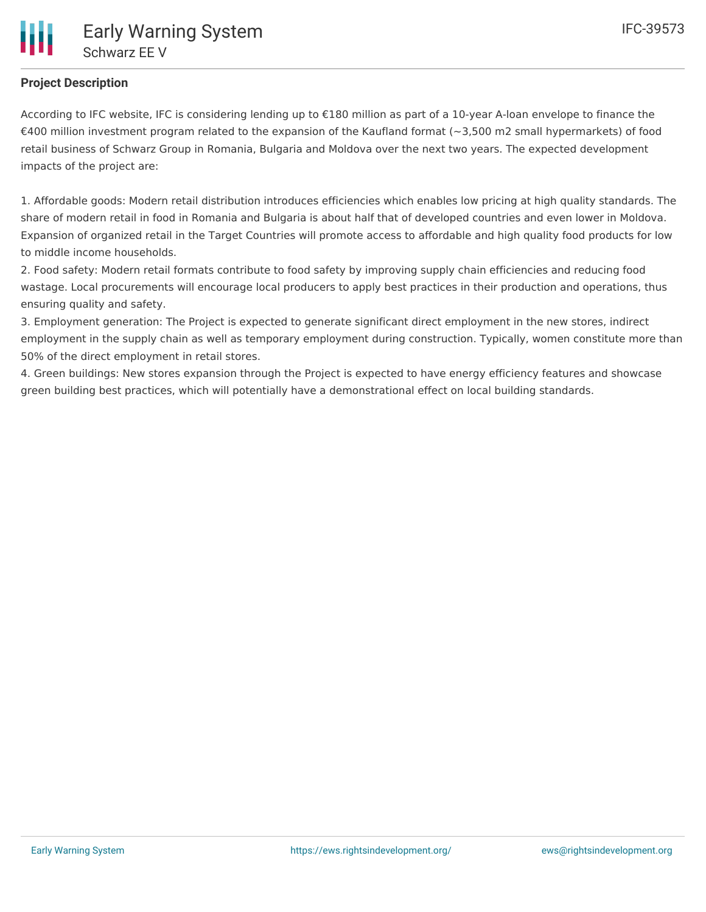## Project Description

According to IFC website, IFC is considering lending up to €180 million as part of a 10-year A-loan envelope to finance the €400 million investment program related to the expansion of the Kaufland format (~3,500 m2 small hypermarkets) of food retail business of Schwarz Group in Romania, Bulgaria and Moldova over the next two years. The expected development impacts of the project are:

1. Affordable goods: Modern retail distribution introduces efficiencies which enables low pricing at high quality standards. The share of modern retail in food in Romania and Bulgaria is about half that of developed countries and even lower in Moldova. Expansion of organized retail in the Target Countries will promote access to affordable and high quality food products for low to middle income households.
2. Food safety: Modern retail formats contribute to food safety by improving supply chain efficiencies and reducing food wastage. Local procurements will encourage local producers to apply best practices in their production and operations, thus ensuring quality and safety.
3. Employment generation: The Project is expected to generate significant direct employment in the new stores, indirect employment in the supply chain as well as temporary employment during construction. Typically, women constitute more than 50% of the direct employment in retail stores.
4. Green buildings: New stores expansion through the Project is expected to have energy efficiency features and showcase green building best practices, which will potentially have a demonstrational effect on local building standards.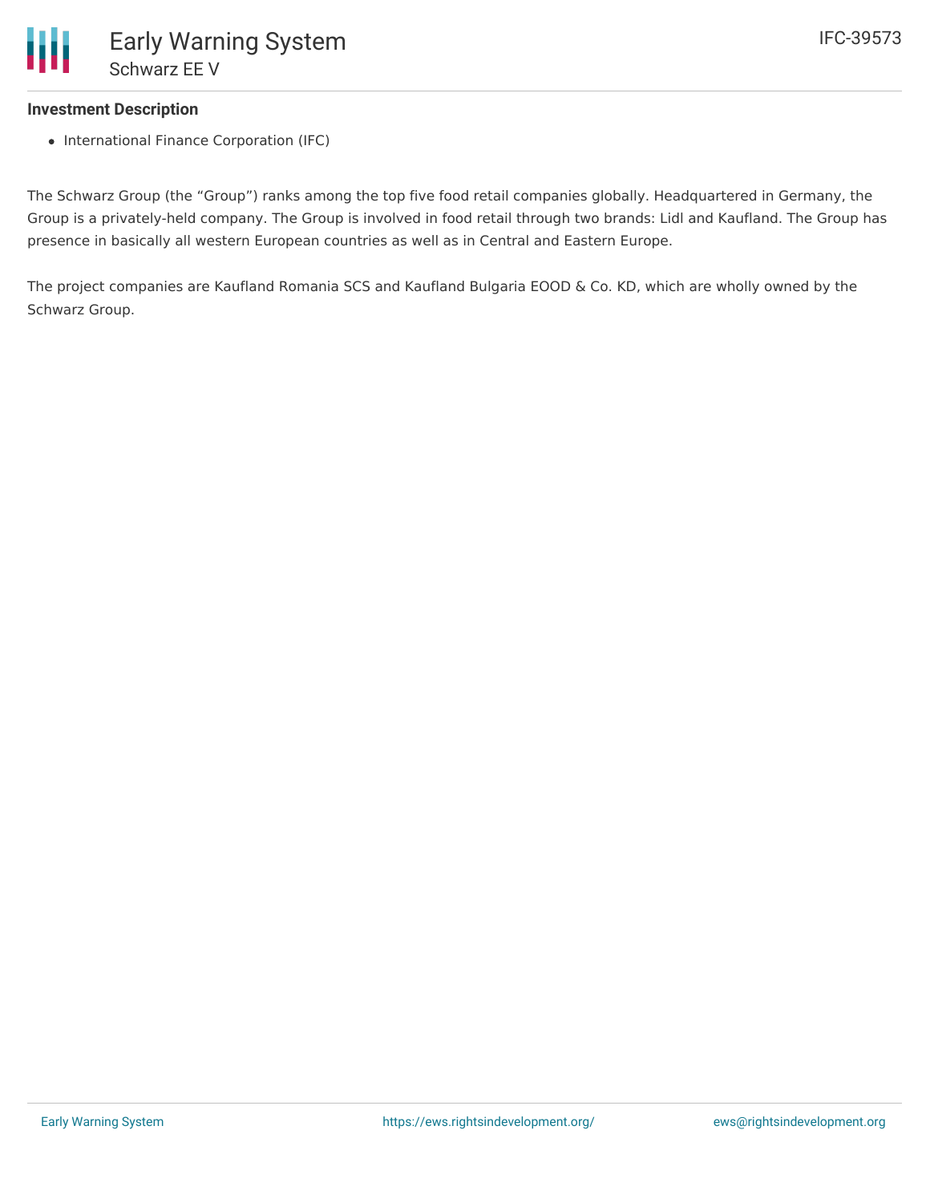### Investment Description

- International Finance Corporation (IFC)

The Schwarz Group (the "Group") ranks among the top five food retail companies globally. Headquartered in Germany, the Group is a privately-held company. The Group is involved in food retail through two brands: Lidl and Kaufland. The Group has presence in basically all western European countries as well as in Central and Eastern Europe.

The project companies are Kaufland Romania SCS and Kaufland Bulgaria EOOD & Co. KD, which are wholly owned by the Schwarz Group.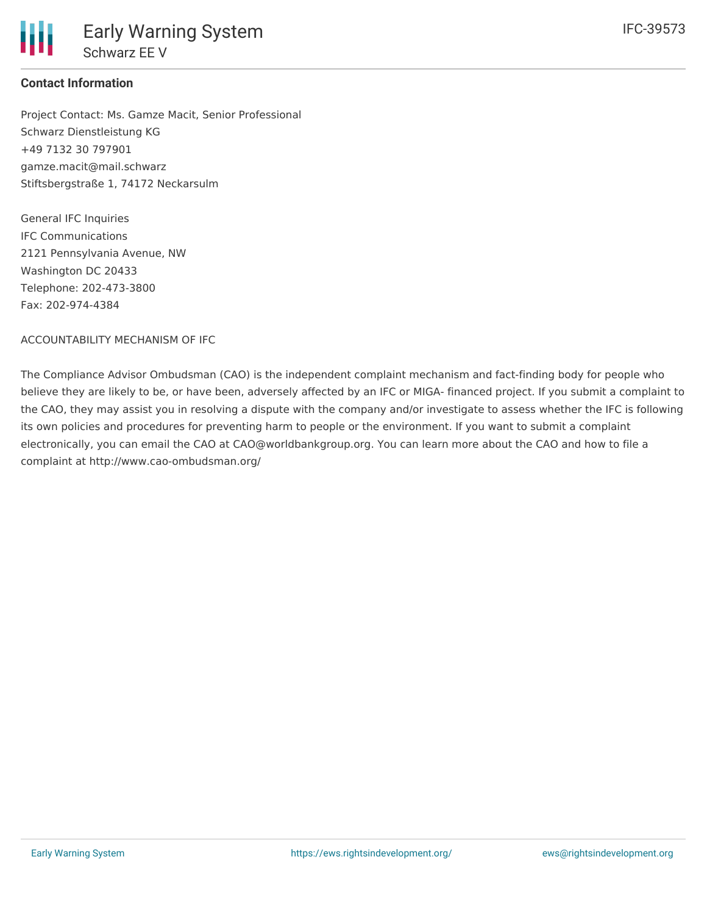**Contact Information**

Project Contact: Ms. Gamze Macit, Senior Professional
Schwarz Dienstleistung KG
+49 7132 30 797901
gamze.macit@mail.schwarz
Stiftsbergstraße 1, 74172 Neckarsulm

General IFC Inquiries
IFC Communications
2121 Pennsylvania Avenue, NW
Washington DC 20433
Telephone: 202-473-3800
Fax: 202-974-4384

ACCOUNTABILITY MECHANISM OF IFC

The Compliance Advisor Ombudsman (CAO) is the independent complaint mechanism and fact-finding body for people who believe they are likely to be, or have been, adversely affected by an IFC or MIGA- financed project. If you submit a complaint to the CAO, they may assist you in resolving a dispute with the company and/or investigate to assess whether the IFC is following its own policies and procedures for preventing harm to people or the environment. If you want to submit a complaint electronically, you can email the CAO at CAO@worldbankgroup.org. You can learn more about the CAO and how to file a complaint at http://www.cao-ombudsman.org/